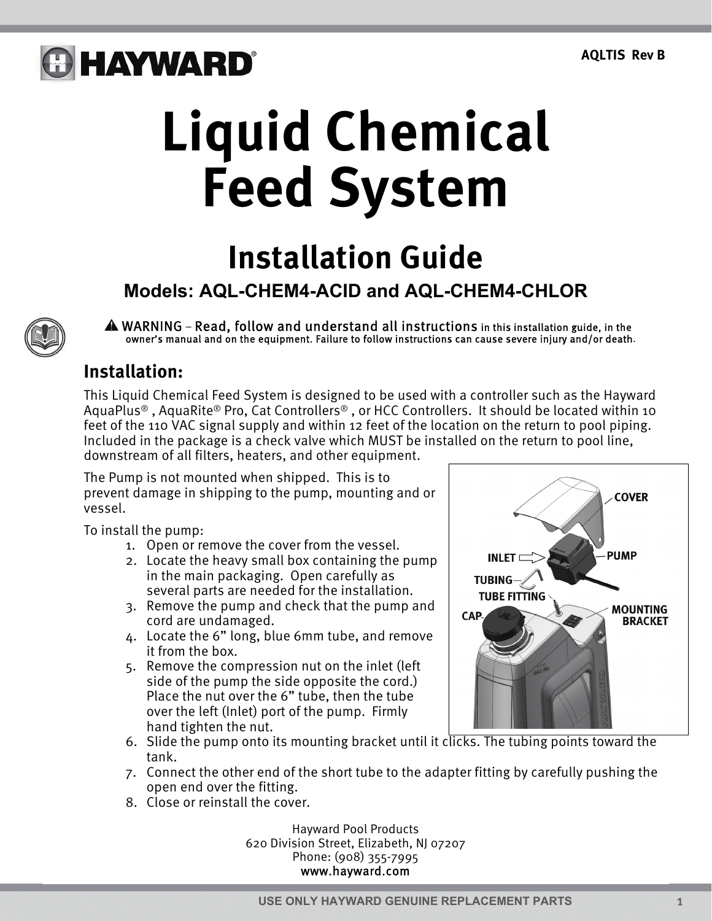AQLTIS Rev B

# Liquid Chemical Feed System

## Installation Guide

### Models: AQL-CHEM4-ACID and AQL-CHEM4-CHLOR

⚠ **WARNING – Read, follow and understand all instructions** in this installation guide, in the owner's manual and on the equipment. Failure to follow instructions can cause severe injury and/or death.

## Installation:

This Liquid Chemical Feed System is designed to be used with a controller such as the Hayward AquaPlus® , AquaRite® Pro, Cat Controllers® , or HCC Controllers. It should be located within 10 feet of the 110 VAC signal supply and within 12 feet of the location on the return to pool piping. Included in the package is a check valve which MUST be installed on the return to pool line, downstream of all filters, heaters, and other equipment.

The Pump is not mounted when shipped. This is to prevent damage in shipping to the pump, mounting and or vessel.

To install the pump:

1. Open or remove the cover from the vessel.
2. Locate the heavy small box containing the pump in the main packaging. Open carefully as several parts are needed for the installation.
3. Remove the pump and check that the pump and cord are undamaged.
4. Locate the 6" long, blue 6mm tube, and remove it from the box.
5. Remove the compression nut on the inlet (left side of the pump the side opposite the cord.) Place the nut over the 6" tube, then the tube over the left (Inlet) port of the pump. Firmly hand tighten the nut.
6. Slide the pump onto its mounting bracket until it clicks. The tubing points toward the tank.
7. Connect the other end of the short tube to the adapter fitting by carefully pushing the open end over the fitting.
8. Close or reinstall the cover.

COVER
INLET
PUMP
TUBING
TUBE FITTING
CAP
MOUNTING BRACKET

Hayward Pool Products
620 Division Street, Elizabeth, NJ 07207
Phone: (908) 355-7995
www.hayward.com

USE ONLY HAYWARD GENUINE REPLACEMENT PARTS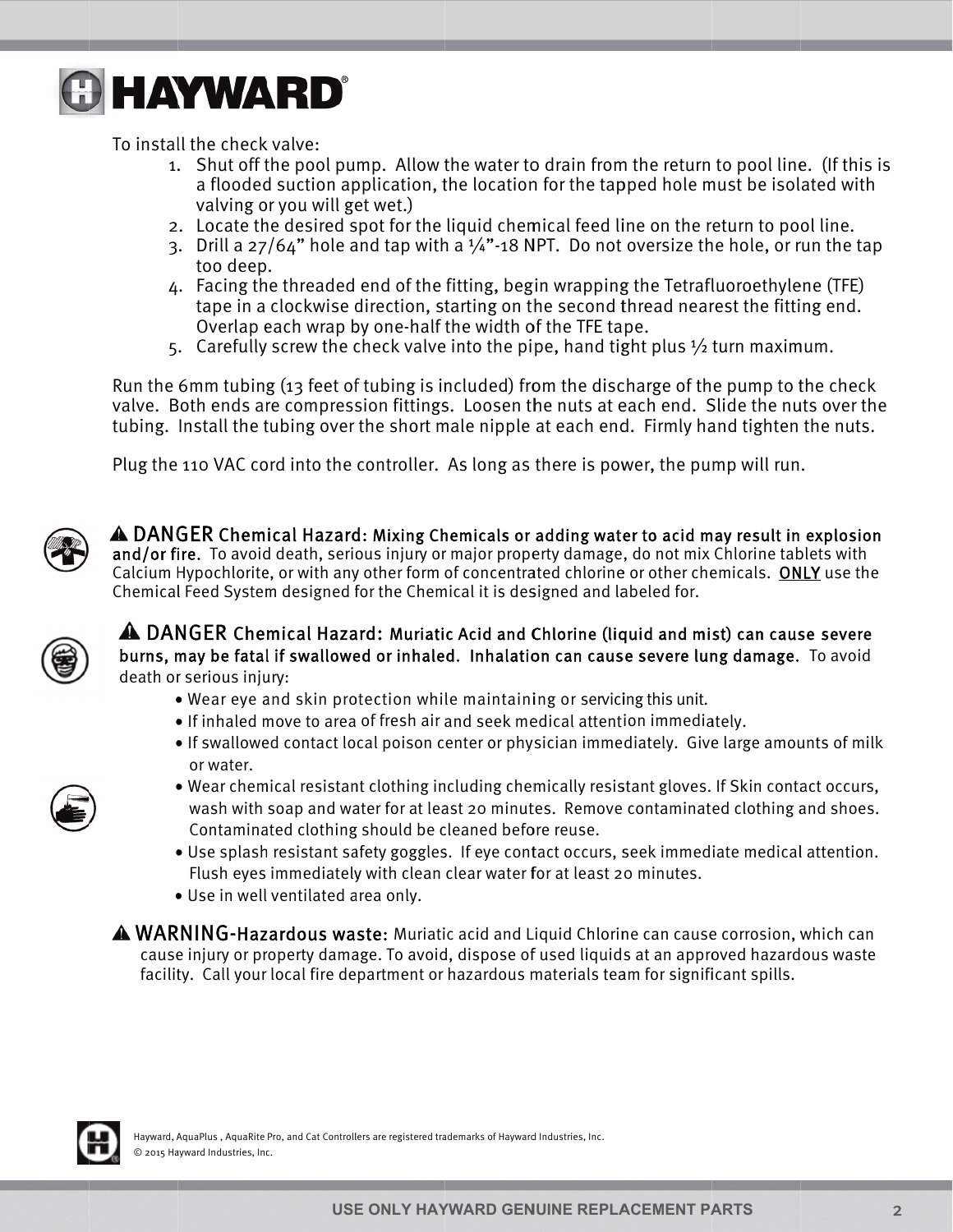To install the check valve:

1. Shut off the pool pump. Allow the water to drain from the return to pool line. (If this is a flooded suction application, the location for the tapped hole must be isolated with valving or you will get wet.)
2. Locate the desired spot for the liquid chemical feed line on the return to pool line.
3. Drill a 27/64" hole and tap with a ¼"-18 NPT. Do not oversize the hole, or run the tap too deep.
4. Facing the threaded end of the fitting, begin wrapping the Tetrafluoroethylene (TFE) tape in a clockwise direction, starting on the second thread nearest the fitting end. Overlap each wrap by one-half the width of the TFE tape.
5. Carefully screw the check valve into the pipe, hand tight plus ½ turn maximum.

Run the 6mm tubing (13 feet of tubing is included) from the discharge of the pump to the check valve. Both ends are compression fittings. Loosen the nuts at each end. Slide the nuts over the tubing. Install the tubing over the short male nipple at each end. Firmly hand tighten the nuts.

Plug the 110 VAC cord into the controller. As long as there is power, the pump will run.

**⚠ DANGER Chemical Hazard: Mixing Chemicals or adding water to acid may result in explosion and/or fire.** To avoid death, serious injury or major property damage, do not mix Chlorine tablets with Calcium Hypochlorite, or with any other form of concentrated chlorine or other chemicals. ONLY use the Chemical Feed System designed for the Chemical it is designed and labeled for.

**⚠ DANGER Chemical Hazard: Muriatic Acid and Chlorine (liquid and mist) can cause severe burns, may be fatal if swallowed or inhaled. Inhalation can cause severe lung damage.** To avoid death or serious injury:

- Wear eye and skin protection while maintaining or servicing this unit.
- If inhaled move to area of fresh air and seek medical attention immediately.
- If swallowed contact local poison center or physician immediately. Give large amounts of milk or water.
- Wear chemical resistant clothing including chemically resistant gloves. If Skin contact occurs, wash with soap and water for at least 20 minutes. Remove contaminated clothing and shoes. Contaminated clothing should be cleaned before reuse.
- Use splash resistant safety goggles. If eye contact occurs, seek immediate medical attention. Flush eyes immediately with clean clear water for at least 20 minutes.
- Use in well ventilated area only.

**⚠ WARNING-Hazardous waste:** Muriatic acid and Liquid Chlorine can cause corrosion, which can cause injury or property damage. To avoid, dispose of used liquids at an approved hazardous waste facility. Call your local fire department or hazardous materials team for significant spills.

Hayward, AquaPlus , AquaRite Pro, and Cat Controllers are registered trademarks of Hayward Industries, Inc.
© 2015 Hayward Industries, Inc.

USE ONLY HAYWARD GENUINE REPLACEMENT PARTS